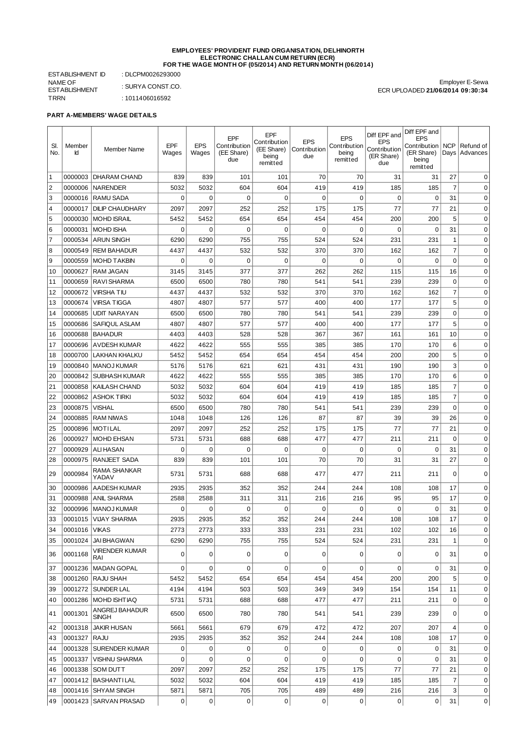**EMPLOYEES' PROVIDENT FUND ORGANISATION, DELHINORTH**
**ELECTRONIC CHALLAN CUM RETURN (ECR)**
**FOR THE WAGE MONTH OF (05/2014) AND RETURN MONTH (06/2014)**

ESTABLISHMENT ID : DLCPM0026293000
NAME OF ESTABLISHMENT : SURYA CONST.CO.
TRRN : 1011406016592

Employer E-Sewa
ECR UPLOADED **21/06/2014 09:30:34**

**PART A-MEMBERS' WAGE DETAILS**

| Sl. No. | Member Id | Member Name | EPF Wages | EPS Wages | EPF Contribution (EE Share) due | EPF Contribution (EE Share) being remitted | EPS Contribution due | EPS Contribution being remitted | Diff EPF and EPS Contribution (ER Share) due | Diff EPF and EPS Contribution (ER Share) being remitted | NCP Days | Refund of Advances |
|---|---|---|---|---|---|---|---|---|---|---|---|---|
| 1 | 0000003 | DHARAM CHAND | 839 | 839 | 101 | 101 | 70 | 70 | 31 | 31 | 27 | 0 |
| 2 | 0000006 | NARENDER | 5032 | 5032 | 604 | 604 | 419 | 419 | 185 | 185 | 7 | 0 |
| 3 | 0000016 | RAMU SADA | 0 | 0 | 0 | 0 | 0 | 0 | 0 | 0 | 31 | 0 |
| 4 | 0000017 | DILIP CHAUDHARY | 2097 | 2097 | 252 | 252 | 175 | 175 | 77 | 77 | 21 | 0 |
| 5 | 0000030 | MOHD ISRAIL | 5452 | 5452 | 654 | 654 | 454 | 454 | 200 | 200 | 5 | 0 |
| 6 | 0000031 | MOHD ISHA | 0 | 0 | 0 | 0 | 0 | 0 | 0 | 0 | 31 | 0 |
| 7 | 0000534 | ARUN SINGH | 6290 | 6290 | 755 | 755 | 524 | 524 | 231 | 231 | 1 | 0 |
| 8 | 0000549 | REM BAHADUR | 4437 | 4437 | 532 | 532 | 370 | 370 | 162 | 162 | 7 | 0 |
| 9 | 0000559 | MOHD TAKBIN | 0 | 0 | 0 | 0 | 0 | 0 | 0 | 0 | 0 | 0 |
| 10 | 0000627 | RAM JAGAN | 3145 | 3145 | 377 | 377 | 262 | 262 | 115 | 115 | 16 | 0 |
| 11 | 0000659 | RAVI SHARMA | 6500 | 6500 | 780 | 780 | 541 | 541 | 239 | 239 | 0 | 0 |
| 12 | 0000672 | VIRSHA TIU | 4437 | 4437 | 532 | 532 | 370 | 370 | 162 | 162 | 7 | 0 |
| 13 | 0000674 | VIRSA TIGGA | 4807 | 4807 | 577 | 577 | 400 | 400 | 177 | 177 | 5 | 0 |
| 14 | 0000685 | UDIT NARAYAN | 6500 | 6500 | 780 | 780 | 541 | 541 | 239 | 239 | 0 | 0 |
| 15 | 0000686 | SAFIQUL ASLAM | 4807 | 4807 | 577 | 577 | 400 | 400 | 177 | 177 | 5 | 0 |
| 16 | 0000688 | BAHADUR | 4403 | 4403 | 528 | 528 | 367 | 367 | 161 | 161 | 10 | 0 |
| 17 | 0000696 | AVDESH KUMAR | 4622 | 4622 | 555 | 555 | 385 | 385 | 170 | 170 | 6 | 0 |
| 18 | 0000700 | LAKHAN KHALKU | 5452 | 5452 | 654 | 654 | 454 | 454 | 200 | 200 | 5 | 0 |
| 19 | 0000840 | MANOJ KUMAR | 5176 | 5176 | 621 | 621 | 431 | 431 | 190 | 190 | 3 | 0 |
| 20 | 0000842 | SUBHASH KUMAR | 4622 | 4622 | 555 | 555 | 385 | 385 | 170 | 170 | 6 | 0 |
| 21 | 0000858 | KAILASH CHAND | 5032 | 5032 | 604 | 604 | 419 | 419 | 185 | 185 | 7 | 0 |
| 22 | 0000862 | ASHOK TIRKI | 5032 | 5032 | 604 | 604 | 419 | 419 | 185 | 185 | 7 | 0 |
| 23 | 0000875 | VISHAL | 6500 | 6500 | 780 | 780 | 541 | 541 | 239 | 239 | 0 | 0 |
| 24 | 0000885 | RAM NIWAS | 1048 | 1048 | 126 | 126 | 87 | 87 | 39 | 39 | 26 | 0 |
| 25 | 0000896 | MOTI LAL | 2097 | 2097 | 252 | 252 | 175 | 175 | 77 | 77 | 21 | 0 |
| 26 | 0000927 | MOHD EHSAN | 5731 | 5731 | 688 | 688 | 477 | 477 | 211 | 211 | 0 | 0 |
| 27 | 0000929 | ALI HASAN | 0 | 0 | 0 | 0 | 0 | 0 | 0 | 0 | 31 | 0 |
| 28 | 0000975 | RANJEET SADA | 839 | 839 | 101 | 101 | 70 | 70 | 31 | 31 | 27 | 0 |
| 29 | 0000984 | RAMA SHANKAR YADAV | 5731 | 5731 | 688 | 688 | 477 | 477 | 211 | 211 | 0 | 0 |
| 30 | 0000986 | AADESH KUMAR | 2935 | 2935 | 352 | 352 | 244 | 244 | 108 | 108 | 17 | 0 |
| 31 | 0000988 | ANIL SHARMA | 2588 | 2588 | 311 | 311 | 216 | 216 | 95 | 95 | 17 | 0 |
| 32 | 0000996 | MANOJ KUMAR | 0 | 0 | 0 | 0 | 0 | 0 | 0 | 0 | 31 | 0 |
| 33 | 0001015 | VIJAY SHARMA | 2935 | 2935 | 352 | 352 | 244 | 244 | 108 | 108 | 17 | 0 |
| 34 | 0001016 | VIKAS | 2773 | 2773 | 333 | 333 | 231 | 231 | 102 | 102 | 16 | 0 |
| 35 | 0001024 | JAI BHAGWAN | 6290 | 6290 | 755 | 755 | 524 | 524 | 231 | 231 | 1 | 0 |
| 36 | 0001168 | VIRENDER KUMAR RAI | 0 | 0 | 0 | 0 | 0 | 0 | 0 | 0 | 31 | 0 |
| 37 | 0001236 | MADAN GOPAL | 0 | 0 | 0 | 0 | 0 | 0 | 0 | 0 | 31 | 0 |
| 38 | 0001260 | RAJU SHAH | 5452 | 5452 | 654 | 654 | 454 | 454 | 200 | 200 | 5 | 0 |
| 39 | 0001272 | SUNDER LAL | 4194 | 4194 | 503 | 503 | 349 | 349 | 154 | 154 | 11 | 0 |
| 40 | 0001286 | MOHD ISHTIAQ | 5731 | 5731 | 688 | 688 | 477 | 477 | 211 | 211 | 0 | 0 |
| 41 | 0001301 | ANGREJ BAHADUR SINGH | 6500 | 6500 | 780 | 780 | 541 | 541 | 239 | 239 | 0 | 0 |
| 42 | 0001318 | JAKIR HUSAN | 5661 | 5661 | 679 | 679 | 472 | 472 | 207 | 207 | 4 | 0 |
| 43 | 0001327 | RAJU | 2935 | 2935 | 352 | 352 | 244 | 244 | 108 | 108 | 17 | 0 |
| 44 | 0001328 | SURENDER KUMAR | 0 | 0 | 0 | 0 | 0 | 0 | 0 | 0 | 31 | 0 |
| 45 | 0001337 | VISHNU SHARMA | 0 | 0 | 0 | 0 | 0 | 0 | 0 | 0 | 31 | 0 |
| 46 | 0001338 | SOM DUTT | 2097 | 2097 | 252 | 252 | 175 | 175 | 77 | 77 | 21 | 0 |
| 47 | 0001412 | BASHANTI LAL | 5032 | 5032 | 604 | 604 | 419 | 419 | 185 | 185 | 7 | 0 |
| 48 | 0001416 | SHYAM SINGH | 5871 | 5871 | 705 | 705 | 489 | 489 | 216 | 216 | 3 | 0 |
| 49 | 0001423 | SARVAN PRASAD | 0 | 0 | 0 | 0 | 0 | 0 | 0 | 0 | 31 | 0 |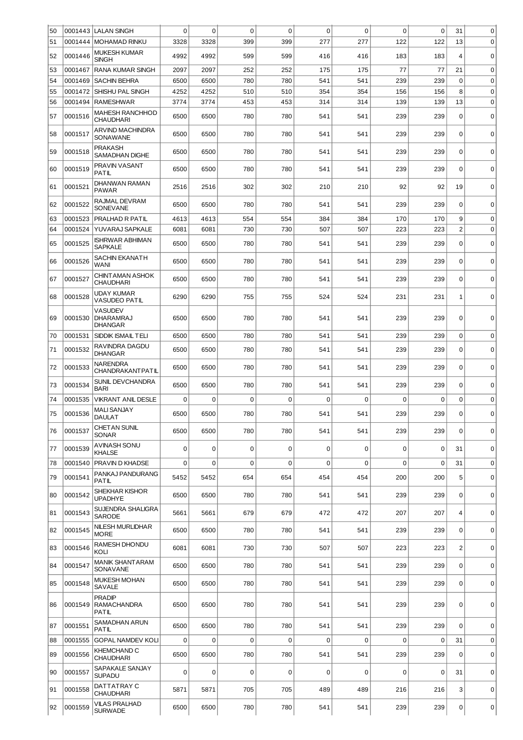| 50 | 0001443 | LALAN SINGH | 0 | 0 | 0 | 0 | 0 | 0 | 0 | 0 | 31 | 0 |
|---|---|---|---|---|---|---|---|---|---|---|---|---|
| 51 | 0001444 | MOHAMAD RINKU | 3328 | 3328 | 399 | 399 | 277 | 277 | 122 | 122 | 13 | 0 |
| 52 | 0001446 | MUKESH KUMAR SINGH | 4992 | 4992 | 599 | 599 | 416 | 416 | 183 | 183 | 4 | 0 |
| 53 | 0001467 | RANA KUMAR SINGH | 2097 | 2097 | 252 | 252 | 175 | 175 | 77 | 77 | 21 | 0 |
| 54 | 0001469 | SACHIN BEHRA | 6500 | 6500 | 780 | 780 | 541 | 541 | 239 | 239 | 0 | 0 |
| 55 | 0001472 | SHISHU PAL SINGH | 4252 | 4252 | 510 | 510 | 354 | 354 | 156 | 156 | 8 | 0 |
| 56 | 0001494 | RAMESHWAR | 3774 | 3774 | 453 | 453 | 314 | 314 | 139 | 139 | 13 | 0 |
| 57 | 0001516 | MAHESH RANCHHOD CHAUDHARI | 6500 | 6500 | 780 | 780 | 541 | 541 | 239 | 239 | 0 | 0 |
| 58 | 0001517 | ARVIND MACHINDRA SONAWANE | 6500 | 6500 | 780 | 780 | 541 | 541 | 239 | 239 | 0 | 0 |
| 59 | 0001518 | PRAKASH SAMADHAN DIGHE | 6500 | 6500 | 780 | 780 | 541 | 541 | 239 | 239 | 0 | 0 |
| 60 | 0001519 | PRAVIN VASANT PATIL | 6500 | 6500 | 780 | 780 | 541 | 541 | 239 | 239 | 0 | 0 |
| 61 | 0001521 | DHANWAN RAMAN PAWAR | 2516 | 2516 | 302 | 302 | 210 | 210 | 92 | 92 | 19 | 0 |
| 62 | 0001522 | RAJMAL DEVRAM SONEVANE | 6500 | 6500 | 780 | 780 | 541 | 541 | 239 | 239 | 0 | 0 |
| 63 | 0001523 | PRALHAD R PATIL | 4613 | 4613 | 554 | 554 | 384 | 384 | 170 | 170 | 9 | 0 |
| 64 | 0001524 | YUVARAJ SAPKALE | 6081 | 6081 | 730 | 730 | 507 | 507 | 223 | 223 | 2 | 0 |
| 65 | 0001525 | ISHRWAR ABHIMAN SAPKALE | 6500 | 6500 | 780 | 780 | 541 | 541 | 239 | 239 | 0 | 0 |
| 66 | 0001526 | SACHIN EKANATH WANI | 6500 | 6500 | 780 | 780 | 541 | 541 | 239 | 239 | 0 | 0 |
| 67 | 0001527 | CHINTAMAN ASHOK CHAUDHARI | 6500 | 6500 | 780 | 780 | 541 | 541 | 239 | 239 | 0 | 0 |
| 68 | 0001528 | UDAY KUMAR VASUDEO PATIL | 6290 | 6290 | 755 | 755 | 524 | 524 | 231 | 231 | 1 | 0 |
| 69 | 0001530 | VASUDEV DHARAMRAJ DHANGAR | 6500 | 6500 | 780 | 780 | 541 | 541 | 239 | 239 | 0 | 0 |
| 70 | 0001531 | SIDDIK ISMAIL TELI | 6500 | 6500 | 780 | 780 | 541 | 541 | 239 | 239 | 0 | 0 |
| 71 | 0001532 | RAVINDRA DAGDU DHANGAR | 6500 | 6500 | 780 | 780 | 541 | 541 | 239 | 239 | 0 | 0 |
| 72 | 0001533 | NARENDRA CHANDRAKANTPATIL | 6500 | 6500 | 780 | 780 | 541 | 541 | 239 | 239 | 0 | 0 |
| 73 | 0001534 | SUNIL DEVCHANDRA BARI | 6500 | 6500 | 780 | 780 | 541 | 541 | 239 | 239 | 0 | 0 |
| 74 | 0001535 | VIKRANT ANIL DESLE | 0 | 0 | 0 | 0 | 0 | 0 | 0 | 0 | 0 | 0 |
| 75 | 0001536 | MALI SANJAY DAULAT | 6500 | 6500 | 780 | 780 | 541 | 541 | 239 | 239 | 0 | 0 |
| 76 | 0001537 | CHETAN SUNIL SONAR | 6500 | 6500 | 780 | 780 | 541 | 541 | 239 | 239 | 0 | 0 |
| 77 | 0001539 | AVINASH SONU KHALSE | 0 | 0 | 0 | 0 | 0 | 0 | 0 | 0 | 31 | 0 |
| 78 | 0001540 | PRAVIN D KHADSE | 0 | 0 | 0 | 0 | 0 | 0 | 0 | 0 | 31 | 0 |
| 79 | 0001541 | PANKAJ PANDURANG PATIL | 5452 | 5452 | 654 | 654 | 454 | 454 | 200 | 200 | 5 | 0 |
| 80 | 0001542 | SHEKHAR KISHOR UPADHYE | 6500 | 6500 | 780 | 780 | 541 | 541 | 239 | 239 | 0 | 0 |
| 81 | 0001543 | SUJENDRA SHALIGRA SARODE | 5661 | 5661 | 679 | 679 | 472 | 472 | 207 | 207 | 4 | 0 |
| 82 | 0001545 | NILESH MURLIDHAR MORE | 6500 | 6500 | 780 | 780 | 541 | 541 | 239 | 239 | 0 | 0 |
| 83 | 0001546 | RAMESH DHONDU KOLI | 6081 | 6081 | 730 | 730 | 507 | 507 | 223 | 223 | 2 | 0 |
| 84 | 0001547 | MANIK SHANTARAM SONAVANE | 6500 | 6500 | 780 | 780 | 541 | 541 | 239 | 239 | 0 | 0 |
| 85 | 0001548 | MUKESH MOHAN SAVALE | 6500 | 6500 | 780 | 780 | 541 | 541 | 239 | 239 | 0 | 0 |
| 86 | 0001549 | PRADIP RAMACHANDRA PATIL | 6500 | 6500 | 780 | 780 | 541 | 541 | 239 | 239 | 0 | 0 |
| 87 | 0001551 | SAMADHAN ARUN PATIL | 6500 | 6500 | 780 | 780 | 541 | 541 | 239 | 239 | 0 | 0 |
| 88 | 0001555 | GOPAL NAMDEV KOLI | 0 | 0 | 0 | 0 | 0 | 0 | 0 | 0 | 31 | 0 |
| 89 | 0001556 | KHEMCHAND C CHAUDHARI | 6500 | 6500 | 780 | 780 | 541 | 541 | 239 | 239 | 0 | 0 |
| 90 | 0001557 | SAPAKALE SANJAY SUPADU | 0 | 0 | 0 | 0 | 0 | 0 | 0 | 0 | 31 | 0 |
| 91 | 0001558 | DATTATRAY C CHAUDHARI | 5871 | 5871 | 705 | 705 | 489 | 489 | 216 | 216 | 3 | 0 |
| 92 | 0001559 | VILAS PRALHAD SURWADE | 6500 | 6500 | 780 | 780 | 541 | 541 | 239 | 239 | 0 | 0 |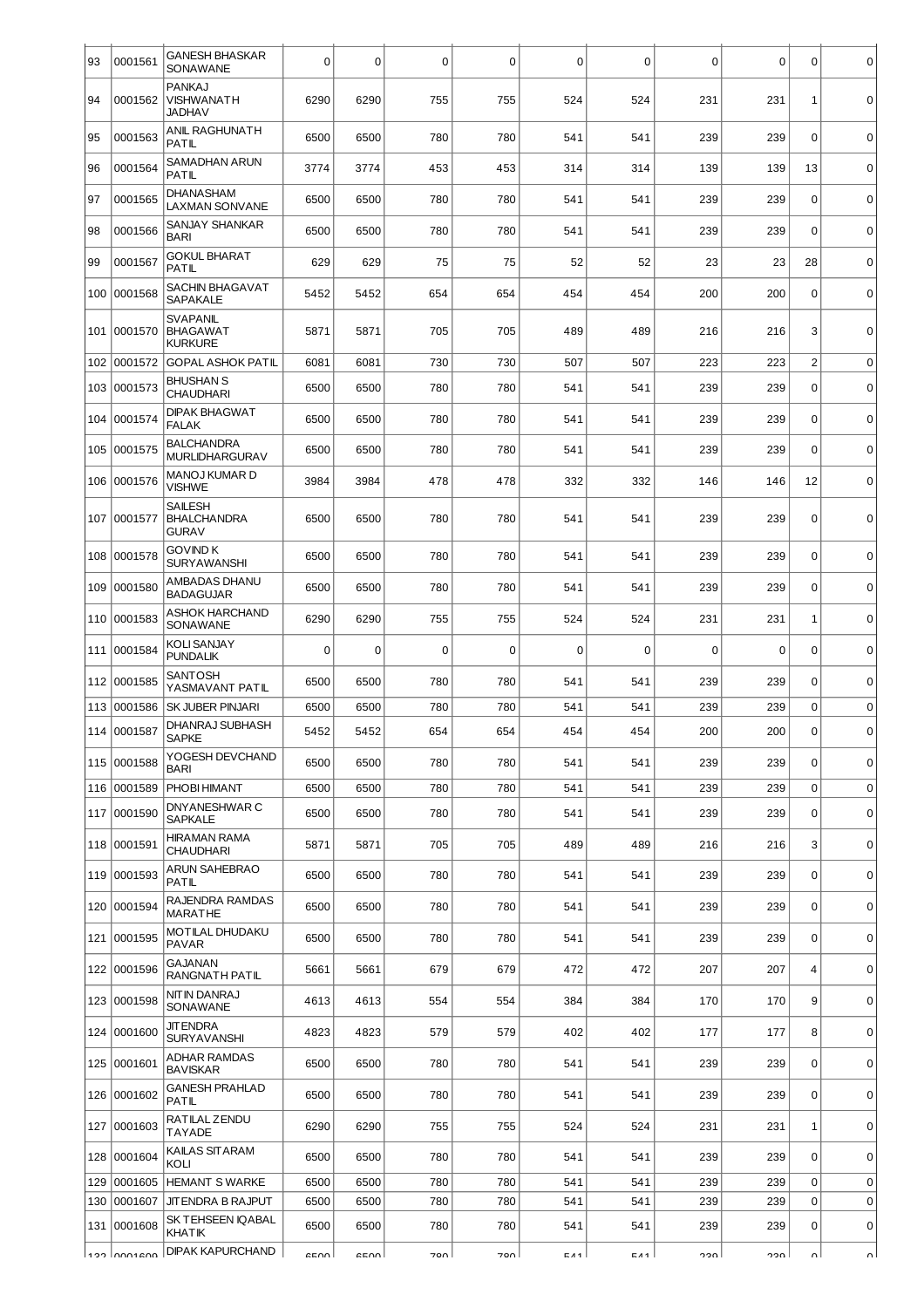| | | | | | | | | | | | | |
|---|---|---|---|---|---|---|---|---|---|---|---|---|
| 93 | 0001561 | GANESH BHASKAR SONAWANE | 0 | 0 | 0 | 0 | 0 | 0 | 0 | 0 | 0 | 0 |
| 94 | 0001562 | PANKAJ VISHWANATH JADHAV | 6290 | 6290 | 755 | 755 | 524 | 524 | 231 | 231 | 1 | 0 |
| 95 | 0001563 | ANIL RAGHUNATH PATIL | 6500 | 6500 | 780 | 780 | 541 | 541 | 239 | 239 | 0 | 0 |
| 96 | 0001564 | SAMADHAN ARUN PATIL | 3774 | 3774 | 453 | 453 | 314 | 314 | 139 | 139 | 13 | 0 |
| 97 | 0001565 | DHANASHAM LAXMAN SONVANE | 6500 | 6500 | 780 | 780 | 541 | 541 | 239 | 239 | 0 | 0 |
| 98 | 0001566 | SANJAY SHANKAR BARI | 6500 | 6500 | 780 | 780 | 541 | 541 | 239 | 239 | 0 | 0 |
| 99 | 0001567 | GOKUL BHARAT PATIL | 629 | 629 | 75 | 75 | 52 | 52 | 23 | 23 | 28 | 0 |
| 100 | 0001568 | SACHIN BHAGAVAT SAPAKALE | 5452 | 5452 | 654 | 654 | 454 | 454 | 200 | 200 | 0 | 0 |
| 101 | 0001570 | SVAPANIL BHAGAWAT KURKURE | 5871 | 5871 | 705 | 705 | 489 | 489 | 216 | 216 | 3 | 0 |
| 102 | 0001572 | GOPAL ASHOK PATIL | 6081 | 6081 | 730 | 730 | 507 | 507 | 223 | 223 | 2 | 0 |
| 103 | 0001573 | BHUSHAN S CHAUDHARI | 6500 | 6500 | 780 | 780 | 541 | 541 | 239 | 239 | 0 | 0 |
| 104 | 0001574 | DIPAK BHAGWAT FALAK | 6500 | 6500 | 780 | 780 | 541 | 541 | 239 | 239 | 0 | 0 |
| 105 | 0001575 | BALCHANDRA MURLIDHARGURAV | 6500 | 6500 | 780 | 780 | 541 | 541 | 239 | 239 | 0 | 0 |
| 106 | 0001576 | MANOJ KUMAR D VISHWE | 3984 | 3984 | 478 | 478 | 332 | 332 | 146 | 146 | 12 | 0 |
| 107 | 0001577 | SAILESH BHALCHANDRA GURAV | 6500 | 6500 | 780 | 780 | 541 | 541 | 239 | 239 | 0 | 0 |
| 108 | 0001578 | GOVIND K SURYAWANSHI | 6500 | 6500 | 780 | 780 | 541 | 541 | 239 | 239 | 0 | 0 |
| 109 | 0001580 | AMBADAS DHANU BADAGUJAR | 6500 | 6500 | 780 | 780 | 541 | 541 | 239 | 239 | 0 | 0 |
| 110 | 0001583 | ASHOK HARCHAND SONAWANE | 6290 | 6290 | 755 | 755 | 524 | 524 | 231 | 231 | 1 | 0 |
| 111 | 0001584 | KOLI SANJAY PUNDALIK | 0 | 0 | 0 | 0 | 0 | 0 | 0 | 0 | 0 | 0 |
| 112 | 0001585 | SANTOSH YASMAVANT PATIL | 6500 | 6500 | 780 | 780 | 541 | 541 | 239 | 239 | 0 | 0 |
| 113 | 0001586 | SK JUBER PINJARI | 6500 | 6500 | 780 | 780 | 541 | 541 | 239 | 239 | 0 | 0 |
| 114 | 0001587 | DHANRAJ SUBHASH SAPKE | 5452 | 5452 | 654 | 654 | 454 | 454 | 200 | 200 | 0 | 0 |
| 115 | 0001588 | YOGESH DEVCHAND BARI | 6500 | 6500 | 780 | 780 | 541 | 541 | 239 | 239 | 0 | 0 |
| 116 | 0001589 | PHOBI HIMANT | 6500 | 6500 | 780 | 780 | 541 | 541 | 239 | 239 | 0 | 0 |
| 117 | 0001590 | DNYANESHWAR C SAPKALE | 6500 | 6500 | 780 | 780 | 541 | 541 | 239 | 239 | 0 | 0 |
| 118 | 0001591 | HIRAMAN RAMA CHAUDHARI | 5871 | 5871 | 705 | 705 | 489 | 489 | 216 | 216 | 3 | 0 |
| 119 | 0001593 | ARUN SAHEBRAO PATIL | 6500 | 6500 | 780 | 780 | 541 | 541 | 239 | 239 | 0 | 0 |
| 120 | 0001594 | RAJENDRA RAMDAS MARATHE | 6500 | 6500 | 780 | 780 | 541 | 541 | 239 | 239 | 0 | 0 |
| 121 | 0001595 | MOTILAL DHUDAKU PAVAR | 6500 | 6500 | 780 | 780 | 541 | 541 | 239 | 239 | 0 | 0 |
| 122 | 0001596 | GAJANAN RANGNATH PATIL | 5661 | 5661 | 679 | 679 | 472 | 472 | 207 | 207 | 4 | 0 |
| 123 | 0001598 | NITIN DANRAJ SONAWANE | 4613 | 4613 | 554 | 554 | 384 | 384 | 170 | 170 | 9 | 0 |
| 124 | 0001600 | JITENDRA SURYAVANSHI | 4823 | 4823 | 579 | 579 | 402 | 402 | 177 | 177 | 8 | 0 |
| 125 | 0001601 | ADHAR RAMDAS BAVISKAR | 6500 | 6500 | 780 | 780 | 541 | 541 | 239 | 239 | 0 | 0 |
| 126 | 0001602 | GANESH PRAHLAD PATIL | 6500 | 6500 | 780 | 780 | 541 | 541 | 239 | 239 | 0 | 0 |
| 127 | 0001603 | RATILAL ZENDU TAYADE | 6290 | 6290 | 755 | 755 | 524 | 524 | 231 | 231 | 1 | 0 |
| 128 | 0001604 | KAILAS SITARAM KOLI | 6500 | 6500 | 780 | 780 | 541 | 541 | 239 | 239 | 0 | 0 |
| 129 | 0001605 | HEMANT S WARKE | 6500 | 6500 | 780 | 780 | 541 | 541 | 239 | 239 | 0 | 0 |
| 130 | 0001607 | JITENDRA B RAJPUT | 6500 | 6500 | 780 | 780 | 541 | 541 | 239 | 239 | 0 | 0 |
| 131 | 0001608 | SK TEHSEEN IQABAL KHATIK | 6500 | 6500 | 780 | 780 | 541 | 541 | 239 | 239 | 0 | 0 |
| 132 | 0001609 | DIPAK KAPURCHAND | 6500 | 6500 | 780 | 780 | 541 | 541 | 239 | 239 | 0 | 0 |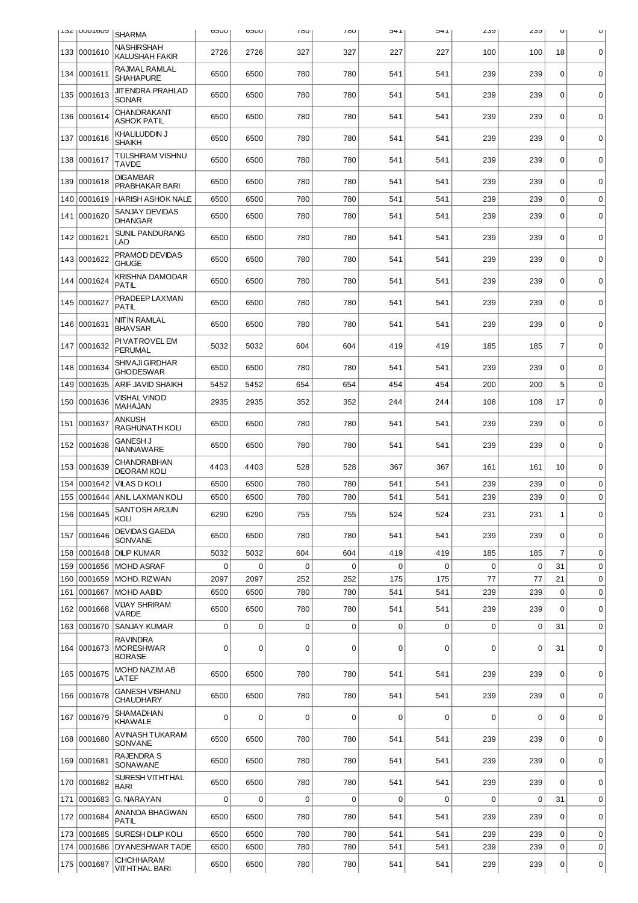| 132 | 0001609 | SHARMA | 6500 | 6500 | 780 | 780 | 541 | 541 | 239 | 239 | 0 | 0 |
|---|---|---|---|---|---|---|---|---|---|---|---|---|
| 133 | 0001610 | NASHIRSHAH KALUSHAH FAKIR | 2726 | 2726 | 327 | 327 | 227 | 227 | 100 | 100 | 18 | 0 |
| 134 | 0001611 | RAJMAL RAMLAL SHAHAPURE | 6500 | 6500 | 780 | 780 | 541 | 541 | 239 | 239 | 0 | 0 |
| 135 | 0001613 | JITENDRA PRAHLAD SONAR | 6500 | 6500 | 780 | 780 | 541 | 541 | 239 | 239 | 0 | 0 |
| 136 | 0001614 | CHANDRAKANT ASHOK PATIL | 6500 | 6500 | 780 | 780 | 541 | 541 | 239 | 239 | 0 | 0 |
| 137 | 0001616 | KHALILUDDIN J SHAIKH | 6500 | 6500 | 780 | 780 | 541 | 541 | 239 | 239 | 0 | 0 |
| 138 | 0001617 | TULSHIRAM VISHNU TAVDE | 6500 | 6500 | 780 | 780 | 541 | 541 | 239 | 239 | 0 | 0 |
| 139 | 0001618 | DIGAMBAR PRABHAKAR BARI | 6500 | 6500 | 780 | 780 | 541 | 541 | 239 | 239 | 0 | 0 |
| 140 | 0001619 | HARISH ASHOK NALE | 6500 | 6500 | 780 | 780 | 541 | 541 | 239 | 239 | 0 | 0 |
| 141 | 0001620 | SANJAY DEVIDAS DHANGAR | 6500 | 6500 | 780 | 780 | 541 | 541 | 239 | 239 | 0 | 0 |
| 142 | 0001621 | SUNIL PANDURANG LAD | 6500 | 6500 | 780 | 780 | 541 | 541 | 239 | 239 | 0 | 0 |
| 143 | 0001622 | PRAMOD DEVIDAS GHUGE | 6500 | 6500 | 780 | 780 | 541 | 541 | 239 | 239 | 0 | 0 |
| 144 | 0001624 | KRISHNA DAMODAR PATIL | 6500 | 6500 | 780 | 780 | 541 | 541 | 239 | 239 | 0 | 0 |
| 145 | 0001627 | PRADEEP LAXMAN PATIL | 6500 | 6500 | 780 | 780 | 541 | 541 | 239 | 239 | 0 | 0 |
| 146 | 0001631 | NITIN RAMLAL BHAVSAR | 6500 | 6500 | 780 | 780 | 541 | 541 | 239 | 239 | 0 | 0 |
| 147 | 0001632 | PIVATROVEL EM PERUMAL | 5032 | 5032 | 604 | 604 | 419 | 419 | 185 | 185 | 7 | 0 |
| 148 | 0001634 | SHIVAJI GIRDHAR GHODESWAR | 6500 | 6500 | 780 | 780 | 541 | 541 | 239 | 239 | 0 | 0 |
| 149 | 0001635 | ARIF JAVID SHAIKH | 5452 | 5452 | 654 | 654 | 454 | 454 | 200 | 200 | 5 | 0 |
| 150 | 0001636 | VISHAL VINOD MAHAJAN | 2935 | 2935 | 352 | 352 | 244 | 244 | 108 | 108 | 17 | 0 |
| 151 | 0001637 | ANKUSH RAGHUNATH KOLI | 6500 | 6500 | 780 | 780 | 541 | 541 | 239 | 239 | 0 | 0 |
| 152 | 0001638 | GANESH J NANNAWARE | 6500 | 6500 | 780 | 780 | 541 | 541 | 239 | 239 | 0 | 0 |
| 153 | 0001639 | CHANDRABHAN DEORAM KOLI | 4403 | 4403 | 528 | 528 | 367 | 367 | 161 | 161 | 10 | 0 |
| 154 | 0001642 | VILAS D KOLI | 6500 | 6500 | 780 | 780 | 541 | 541 | 239 | 239 | 0 | 0 |
| 155 | 0001644 | ANIL LAXMAN KOLI | 6500 | 6500 | 780 | 780 | 541 | 541 | 239 | 239 | 0 | 0 |
| 156 | 0001645 | SANTOSH ARJUN KOLI | 6290 | 6290 | 755 | 755 | 524 | 524 | 231 | 231 | 1 | 0 |
| 157 | 0001646 | DEVIDAS GAEDA SONVANE | 6500 | 6500 | 780 | 780 | 541 | 541 | 239 | 239 | 0 | 0 |
| 158 | 0001648 | DILIP KUMAR | 5032 | 5032 | 604 | 604 | 419 | 419 | 185 | 185 | 7 | 0 |
| 159 | 0001656 | MOHD ASRAF | 0 | 0 | 0 | 0 | 0 | 0 | 0 | 0 | 31 | 0 |
| 160 | 0001659 | MOHD. RIZWAN | 2097 | 2097 | 252 | 252 | 175 | 175 | 77 | 77 | 21 | 0 |
| 161 | 0001667 | MOHD AABID | 6500 | 6500 | 780 | 780 | 541 | 541 | 239 | 239 | 0 | 0 |
| 162 | 0001668 | VIJAY SHRIRAM VARDE | 6500 | 6500 | 780 | 780 | 541 | 541 | 239 | 239 | 0 | 0 |
| 163 | 0001670 | SANJAY KUMAR | 0 | 0 | 0 | 0 | 0 | 0 | 0 | 0 | 31 | 0 |
| 164 | 0001673 | RAVINDRA MORESHWAR BORASE | 0 | 0 | 0 | 0 | 0 | 0 | 0 | 0 | 31 | 0 |
| 165 | 0001675 | MOHD NAZIM AB LATEF | 6500 | 6500 | 780 | 780 | 541 | 541 | 239 | 239 | 0 | 0 |
| 166 | 0001678 | GANESH VISHANU CHAUDHARY | 6500 | 6500 | 780 | 780 | 541 | 541 | 239 | 239 | 0 | 0 |
| 167 | 0001679 | SHAMADHAN KHAWALE | 0 | 0 | 0 | 0 | 0 | 0 | 0 | 0 | 0 | 0 |
| 168 | 0001680 | AVINASH TUKARAM SONVANE | 6500 | 6500 | 780 | 780 | 541 | 541 | 239 | 239 | 0 | 0 |
| 169 | 0001681 | RAJENDRA S SONAWANE | 6500 | 6500 | 780 | 780 | 541 | 541 | 239 | 239 | 0 | 0 |
| 170 | 0001682 | SURESH VITHTHAL BARI | 6500 | 6500 | 780 | 780 | 541 | 541 | 239 | 239 | 0 | 0 |
| 171 | 0001683 | G. NARAYAN | 0 | 0 | 0 | 0 | 0 | 0 | 0 | 0 | 31 | 0 |
| 172 | 0001684 | ANANDA BHAGWAN PATIL | 6500 | 6500 | 780 | 780 | 541 | 541 | 239 | 239 | 0 | 0 |
| 173 | 0001685 | SURESH DILIP KOLI | 6500 | 6500 | 780 | 780 | 541 | 541 | 239 | 239 | 0 | 0 |
| 174 | 0001686 | DYANESHWAR TADE | 6500 | 6500 | 780 | 780 | 541 | 541 | 239 | 239 | 0 | 0 |
| 175 | 0001687 | ICHCHHARAM VITHTHAL BARI | 6500 | 6500 | 780 | 780 | 541 | 541 | 239 | 239 | 0 | 0 |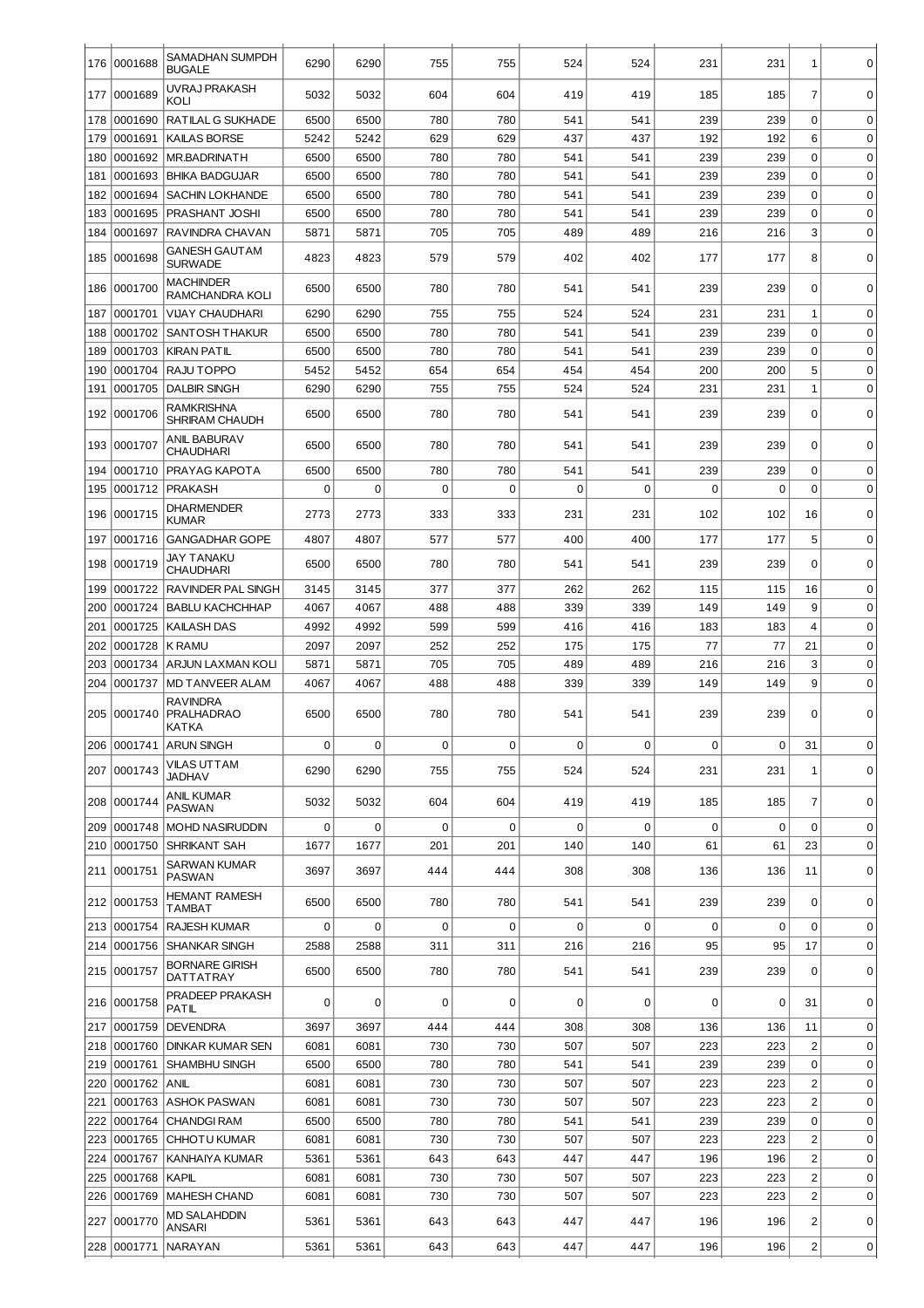| 176 | 0001688 | SAMADHAN SUMPDH BUGALE | 6290 | 6290 | 755 | 755 | 524 | 524 | 231 | 231 | 1 | 0 |
|---|---|---|---|---|---|---|---|---|---|---|---|---|
| 177 | 0001689 | UVRAJ PRAKASH KOLI | 5032 | 5032 | 604 | 604 | 419 | 419 | 185 | 185 | 7 | 0 |
| 178 | 0001690 | RATILAL G SUKHADE | 6500 | 6500 | 780 | 780 | 541 | 541 | 239 | 239 | 0 | 0 |
| 179 | 0001691 | KAILAS BORSE | 5242 | 5242 | 629 | 629 | 437 | 437 | 192 | 192 | 6 | 0 |
| 180 | 0001692 | MR.BADRINATH | 6500 | 6500 | 780 | 780 | 541 | 541 | 239 | 239 | 0 | 0 |
| 181 | 0001693 | BHIKA BADGUJAR | 6500 | 6500 | 780 | 780 | 541 | 541 | 239 | 239 | 0 | 0 |
| 182 | 0001694 | SACHIN LOKHANDE | 6500 | 6500 | 780 | 780 | 541 | 541 | 239 | 239 | 0 | 0 |
| 183 | 0001695 | PRASHANT JOSHI | 6500 | 6500 | 780 | 780 | 541 | 541 | 239 | 239 | 0 | 0 |
| 184 | 0001697 | RAVINDRA CHAVAN | 5871 | 5871 | 705 | 705 | 489 | 489 | 216 | 216 | 3 | 0 |
| 185 | 0001698 | GANESH GAUTAM SURWADE | 4823 | 4823 | 579 | 579 | 402 | 402 | 177 | 177 | 8 | 0 |
| 186 | 0001700 | MACHINDER RAMCHANDRA KOLI | 6500 | 6500 | 780 | 780 | 541 | 541 | 239 | 239 | 0 | 0 |
| 187 | 0001701 | VIJAY CHAUDHARI | 6290 | 6290 | 755 | 755 | 524 | 524 | 231 | 231 | 1 | 0 |
| 188 | 0001702 | SANTOSH THAKUR | 6500 | 6500 | 780 | 780 | 541 | 541 | 239 | 239 | 0 | 0 |
| 189 | 0001703 | KIRAN PATIL | 6500 | 6500 | 780 | 780 | 541 | 541 | 239 | 239 | 0 | 0 |
| 190 | 0001704 | RAJU TOPPO | 5452 | 5452 | 654 | 654 | 454 | 454 | 200 | 200 | 5 | 0 |
| 191 | 0001705 | DALBIR SINGH | 6290 | 6290 | 755 | 755 | 524 | 524 | 231 | 231 | 1 | 0 |
| 192 | 0001706 | RAMKRISHNA SHRIRAM CHAUDH | 6500 | 6500 | 780 | 780 | 541 | 541 | 239 | 239 | 0 | 0 |
| 193 | 0001707 | ANIL BABURAV CHAUDHARI | 6500 | 6500 | 780 | 780 | 541 | 541 | 239 | 239 | 0 | 0 |
| 194 | 0001710 | PRAYAG KAPOTA | 6500 | 6500 | 780 | 780 | 541 | 541 | 239 | 239 | 0 | 0 |
| 195 | 0001712 | PRAKASH | 0 | 0 | 0 | 0 | 0 | 0 | 0 | 0 | 0 | 0 |
| 196 | 0001715 | DHARMENDER KUMAR | 2773 | 2773 | 333 | 333 | 231 | 231 | 102 | 102 | 16 | 0 |
| 197 | 0001716 | GANGADHAR GOPE | 4807 | 4807 | 577 | 577 | 400 | 400 | 177 | 177 | 5 | 0 |
| 198 | 0001719 | JAY TANAKU CHAUDHARI | 6500 | 6500 | 780 | 780 | 541 | 541 | 239 | 239 | 0 | 0 |
| 199 | 0001722 | RAVINDER PAL SINGH | 3145 | 3145 | 377 | 377 | 262 | 262 | 115 | 115 | 16 | 0 |
| 200 | 0001724 | BABLU KACHCHHAP | 4067 | 4067 | 488 | 488 | 339 | 339 | 149 | 149 | 9 | 0 |
| 201 | 0001725 | KAILASH DAS | 4992 | 4992 | 599 | 599 | 416 | 416 | 183 | 183 | 4 | 0 |
| 202 | 0001728 | K RAMU | 2097 | 2097 | 252 | 252 | 175 | 175 | 77 | 77 | 21 | 0 |
| 203 | 0001734 | ARJUN LAXMAN KOLI | 5871 | 5871 | 705 | 705 | 489 | 489 | 216 | 216 | 3 | 0 |
| 204 | 0001737 | MD TANVEER ALAM | 4067 | 4067 | 488 | 488 | 339 | 339 | 149 | 149 | 9 | 0 |
| 205 | 0001740 | RAVINDRA PRALHADRAO KATKA | 6500 | 6500 | 780 | 780 | 541 | 541 | 239 | 239 | 0 | 0 |
| 206 | 0001741 | ARUN SINGH | 0 | 0 | 0 | 0 | 0 | 0 | 0 | 0 | 31 | 0 |
| 207 | 0001743 | VILAS UTTAM JADHAV | 6290 | 6290 | 755 | 755 | 524 | 524 | 231 | 231 | 1 | 0 |
| 208 | 0001744 | ANIL KUMAR PASWAN | 5032 | 5032 | 604 | 604 | 419 | 419 | 185 | 185 | 7 | 0 |
| 209 | 0001748 | MOHD NASIRUDDIN | 0 | 0 | 0 | 0 | 0 | 0 | 0 | 0 | 0 | 0 |
| 210 | 0001750 | SHRIKANT SAH | 1677 | 1677 | 201 | 201 | 140 | 140 | 61 | 61 | 23 | 0 |
| 211 | 0001751 | SARWAN KUMAR PASWAN | 3697 | 3697 | 444 | 444 | 308 | 308 | 136 | 136 | 11 | 0 |
| 212 | 0001753 | HEMANT RAMESH TAMBAT | 6500 | 6500 | 780 | 780 | 541 | 541 | 239 | 239 | 0 | 0 |
| 213 | 0001754 | RAJESH KUMAR | 0 | 0 | 0 | 0 | 0 | 0 | 0 | 0 | 0 | 0 |
| 214 | 0001756 | SHANKAR SINGH | 2588 | 2588 | 311 | 311 | 216 | 216 | 95 | 95 | 17 | 0 |
| 215 | 0001757 | BORNARE GIRISH DATTATRAY | 6500 | 6500 | 780 | 780 | 541 | 541 | 239 | 239 | 0 | 0 |
| 216 | 0001758 | PRADEEP PRAKASH PATIL | 0 | 0 | 0 | 0 | 0 | 0 | 0 | 0 | 31 | 0 |
| 217 | 0001759 | DEVENDRA | 3697 | 3697 | 444 | 444 | 308 | 308 | 136 | 136 | 11 | 0 |
| 218 | 0001760 | DINKAR KUMAR SEN | 6081 | 6081 | 730 | 730 | 507 | 507 | 223 | 223 | 2 | 0 |
| 219 | 0001761 | SHAMBHU SINGH | 6500 | 6500 | 780 | 780 | 541 | 541 | 239 | 239 | 0 | 0 |
| 220 | 0001762 | ANIL | 6081 | 6081 | 730 | 730 | 507 | 507 | 223 | 223 | 2 | 0 |
| 221 | 0001763 | ASHOK PASWAN | 6081 | 6081 | 730 | 730 | 507 | 507 | 223 | 223 | 2 | 0 |
| 222 | 0001764 | CHANDGI RAM | 6500 | 6500 | 780 | 780 | 541 | 541 | 239 | 239 | 0 | 0 |
| 223 | 0001765 | CHHOTU KUMAR | 6081 | 6081 | 730 | 730 | 507 | 507 | 223 | 223 | 2 | 0 |
| 224 | 0001767 | KANHAIYA KUMAR | 5361 | 5361 | 643 | 643 | 447 | 447 | 196 | 196 | 2 | 0 |
| 225 | 0001768 | KAPIL | 6081 | 6081 | 730 | 730 | 507 | 507 | 223 | 223 | 2 | 0 |
| 226 | 0001769 | MAHESH CHAND | 6081 | 6081 | 730 | 730 | 507 | 507 | 223 | 223 | 2 | 0 |
| 227 | 0001770 | MD SALAHDDIN ANSARI | 5361 | 5361 | 643 | 643 | 447 | 447 | 196 | 196 | 2 | 0 |
| 228 | 0001771 | NARAYAN | 5361 | 5361 | 643 | 643 | 447 | 447 | 196 | 196 | 2 | 0 |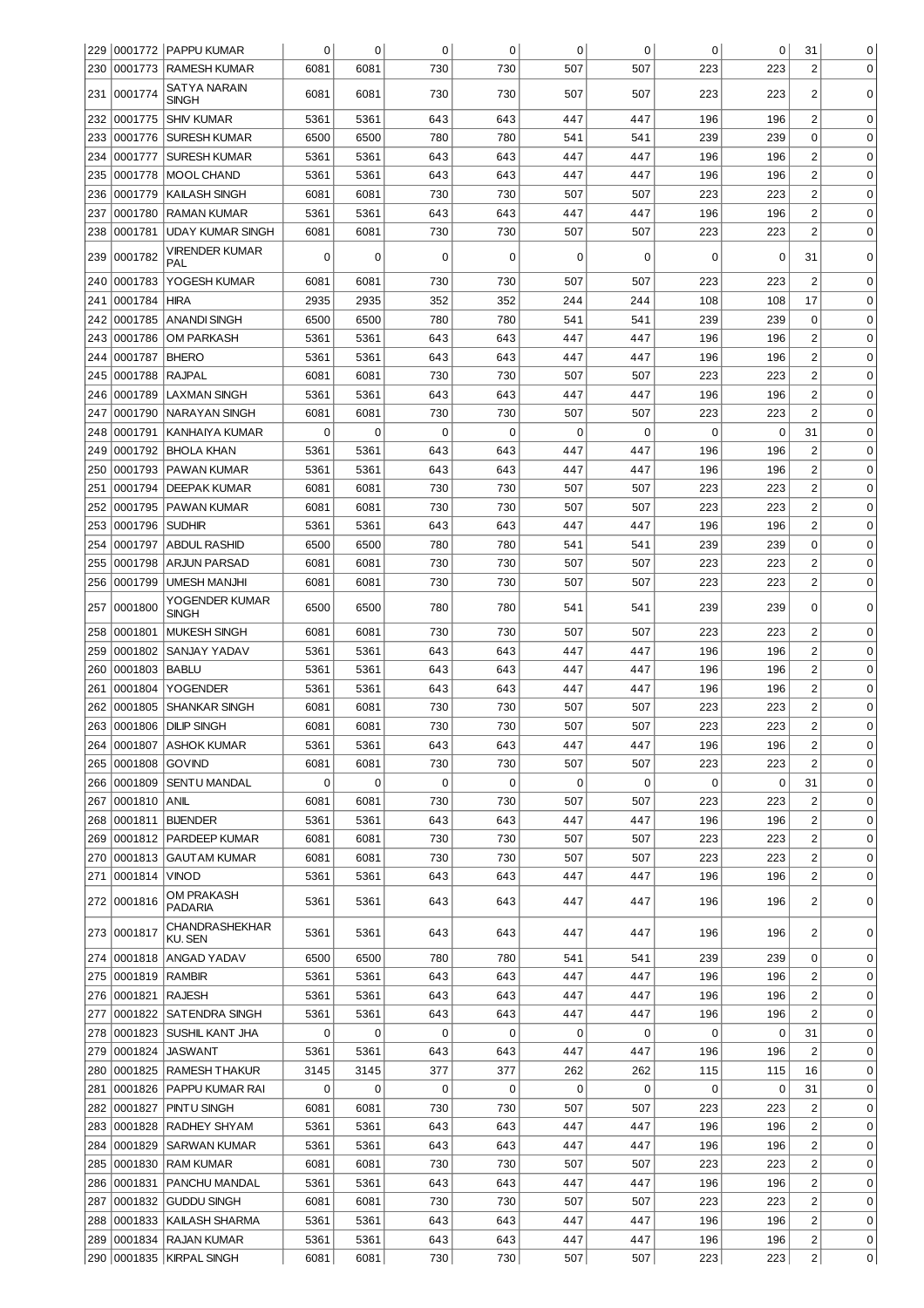| 229 | 0001772 | PAPPU KUMAR | 0 | 0 | 0 | 0 | 0 | 0 | 0 | 0 | 31 | 0 |
|---|---|---|---|---|---|---|---|---|---|---|---|---|
| 230 | 0001773 | RAMESH KUMAR | 6081 | 6081 | 730 | 730 | 507 | 507 | 223 | 223 | 2 | 0 |
| 231 | 0001774 | SATYA NARAIN SINGH | 6081 | 6081 | 730 | 730 | 507 | 507 | 223 | 223 | 2 | 0 |
| 232 | 0001775 | SHIV KUMAR | 5361 | 5361 | 643 | 643 | 447 | 447 | 196 | 196 | 2 | 0 |
| 233 | 0001776 | SURESH KUMAR | 6500 | 6500 | 780 | 780 | 541 | 541 | 239 | 239 | 0 | 0 |
| 234 | 0001777 | SURESH KUMAR | 5361 | 5361 | 643 | 643 | 447 | 447 | 196 | 196 | 2 | 0 |
| 235 | 0001778 | MOOL CHAND | 5361 | 5361 | 643 | 643 | 447 | 447 | 196 | 196 | 2 | 0 |
| 236 | 0001779 | KAILASH SINGH | 6081 | 6081 | 730 | 730 | 507 | 507 | 223 | 223 | 2 | 0 |
| 237 | 0001780 | RAMAN KUMAR | 5361 | 5361 | 643 | 643 | 447 | 447 | 196 | 196 | 2 | 0 |
| 238 | 0001781 | UDAY KUMAR SINGH | 6081 | 6081 | 730 | 730 | 507 | 507 | 223 | 223 | 2 | 0 |
| 239 | 0001782 | VIRENDER KUMAR PAL | 0 | 0 | 0 | 0 | 0 | 0 | 0 | 0 | 31 | 0 |
| 240 | 0001783 | YOGESH KUMAR | 6081 | 6081 | 730 | 730 | 507 | 507 | 223 | 223 | 2 | 0 |
| 241 | 0001784 | HIRA | 2935 | 2935 | 352 | 352 | 244 | 244 | 108 | 108 | 17 | 0 |
| 242 | 0001785 | ANANDI SINGH | 6500 | 6500 | 780 | 780 | 541 | 541 | 239 | 239 | 0 | 0 |
| 243 | 0001786 | OM PARKASH | 5361 | 5361 | 643 | 643 | 447 | 447 | 196 | 196 | 2 | 0 |
| 244 | 0001787 | BHERO | 5361 | 5361 | 643 | 643 | 447 | 447 | 196 | 196 | 2 | 0 |
| 245 | 0001788 | RAJPAL | 6081 | 6081 | 730 | 730 | 507 | 507 | 223 | 223 | 2 | 0 |
| 246 | 0001789 | LAXMAN SINGH | 5361 | 5361 | 643 | 643 | 447 | 447 | 196 | 196 | 2 | 0 |
| 247 | 0001790 | NARAYAN SINGH | 6081 | 6081 | 730 | 730 | 507 | 507 | 223 | 223 | 2 | 0 |
| 248 | 0001791 | KANHAIYA KUMAR | 0 | 0 | 0 | 0 | 0 | 0 | 0 | 0 | 31 | 0 |
| 249 | 0001792 | BHOLA KHAN | 5361 | 5361 | 643 | 643 | 447 | 447 | 196 | 196 | 2 | 0 |
| 250 | 0001793 | PAWAN KUMAR | 5361 | 5361 | 643 | 643 | 447 | 447 | 196 | 196 | 2 | 0 |
| 251 | 0001794 | DEEPAK KUMAR | 6081 | 6081 | 730 | 730 | 507 | 507 | 223 | 223 | 2 | 0 |
| 252 | 0001795 | PAWAN KUMAR | 6081 | 6081 | 730 | 730 | 507 | 507 | 223 | 223 | 2 | 0 |
| 253 | 0001796 | SUDHIR | 5361 | 5361 | 643 | 643 | 447 | 447 | 196 | 196 | 2 | 0 |
| 254 | 0001797 | ABDUL RASHID | 6500 | 6500 | 780 | 780 | 541 | 541 | 239 | 239 | 0 | 0 |
| 255 | 0001798 | ARJUN PARSAD | 6081 | 6081 | 730 | 730 | 507 | 507 | 223 | 223 | 2 | 0 |
| 256 | 0001799 | UMESH MANJHI | 6081 | 6081 | 730 | 730 | 507 | 507 | 223 | 223 | 2 | 0 |
| 257 | 0001800 | YOGENDER KUMAR SINGH | 6500 | 6500 | 780 | 780 | 541 | 541 | 239 | 239 | 0 | 0 |
| 258 | 0001801 | MUKESH SINGH | 6081 | 6081 | 730 | 730 | 507 | 507 | 223 | 223 | 2 | 0 |
| 259 | 0001802 | SANJAY YADAV | 5361 | 5361 | 643 | 643 | 447 | 447 | 196 | 196 | 2 | 0 |
| 260 | 0001803 | BABLU | 5361 | 5361 | 643 | 643 | 447 | 447 | 196 | 196 | 2 | 0 |
| 261 | 0001804 | YOGENDER | 5361 | 5361 | 643 | 643 | 447 | 447 | 196 | 196 | 2 | 0 |
| 262 | 0001805 | SHANKAR SINGH | 6081 | 6081 | 730 | 730 | 507 | 507 | 223 | 223 | 2 | 0 |
| 263 | 0001806 | DILIP SINGH | 6081 | 6081 | 730 | 730 | 507 | 507 | 223 | 223 | 2 | 0 |
| 264 | 0001807 | ASHOK KUMAR | 5361 | 5361 | 643 | 643 | 447 | 447 | 196 | 196 | 2 | 0 |
| 265 | 0001808 | GOVIND | 6081 | 6081 | 730 | 730 | 507 | 507 | 223 | 223 | 2 | 0 |
| 266 | 0001809 | SENTU MANDAL | 0 | 0 | 0 | 0 | 0 | 0 | 0 | 0 | 31 | 0 |
| 267 | 0001810 | ANIL | 6081 | 6081 | 730 | 730 | 507 | 507 | 223 | 223 | 2 | 0 |
| 268 | 0001811 | BIJENDER | 5361 | 5361 | 643 | 643 | 447 | 447 | 196 | 196 | 2 | 0 |
| 269 | 0001812 | PARDEEP KUMAR | 6081 | 6081 | 730 | 730 | 507 | 507 | 223 | 223 | 2 | 0 |
| 270 | 0001813 | GAUTAM KUMAR | 6081 | 6081 | 730 | 730 | 507 | 507 | 223 | 223 | 2 | 0 |
| 271 | 0001814 | VINOD | 5361 | 5361 | 643 | 643 | 447 | 447 | 196 | 196 | 2 | 0 |
| 272 | 0001816 | OM PRAKASH PADARIA | 5361 | 5361 | 643 | 643 | 447 | 447 | 196 | 196 | 2 | 0 |
| 273 | 0001817 | CHANDRASHEKHAR KU. SEN | 5361 | 5361 | 643 | 643 | 447 | 447 | 196 | 196 | 2 | 0 |
| 274 | 0001818 | ANGAD YADAV | 6500 | 6500 | 780 | 780 | 541 | 541 | 239 | 239 | 0 | 0 |
| 275 | 0001819 | RAMBIR | 5361 | 5361 | 643 | 643 | 447 | 447 | 196 | 196 | 2 | 0 |
| 276 | 0001821 | RAJESH | 5361 | 5361 | 643 | 643 | 447 | 447 | 196 | 196 | 2 | 0 |
| 277 | 0001822 | SATENDRA SINGH | 5361 | 5361 | 643 | 643 | 447 | 447 | 196 | 196 | 2 | 0 |
| 278 | 0001823 | SUSHIL KANT JHA | 0 | 0 | 0 | 0 | 0 | 0 | 0 | 0 | 31 | 0 |
| 279 | 0001824 | JASWANT | 5361 | 5361 | 643 | 643 | 447 | 447 | 196 | 196 | 2 | 0 |
| 280 | 0001825 | RAMESH THAKUR | 3145 | 3145 | 377 | 377 | 262 | 262 | 115 | 115 | 16 | 0 |
| 281 | 0001826 | PAPPU KUMAR RAI | 0 | 0 | 0 | 0 | 0 | 0 | 0 | 0 | 31 | 0 |
| 282 | 0001827 | PINTU SINGH | 6081 | 6081 | 730 | 730 | 507 | 507 | 223 | 223 | 2 | 0 |
| 283 | 0001828 | RADHEY SHYAM | 5361 | 5361 | 643 | 643 | 447 | 447 | 196 | 196 | 2 | 0 |
| 284 | 0001829 | SARWAN KUMAR | 5361 | 5361 | 643 | 643 | 447 | 447 | 196 | 196 | 2 | 0 |
| 285 | 0001830 | RAM KUMAR | 6081 | 6081 | 730 | 730 | 507 | 507 | 223 | 223 | 2 | 0 |
| 286 | 0001831 | PANCHU MANDAL | 5361 | 5361 | 643 | 643 | 447 | 447 | 196 | 196 | 2 | 0 |
| 287 | 0001832 | GUDDU SINGH | 6081 | 6081 | 730 | 730 | 507 | 507 | 223 | 223 | 2 | 0 |
| 288 | 0001833 | KAILASH SHARMA | 5361 | 5361 | 643 | 643 | 447 | 447 | 196 | 196 | 2 | 0 |
| 289 | 0001834 | RAJAN KUMAR | 5361 | 5361 | 643 | 643 | 447 | 447 | 196 | 196 | 2 | 0 |
| 290 | 0001835 | KIRPAL SINGH | 6081 | 6081 | 730 | 730 | 507 | 507 | 223 | 223 | 2 | 0 |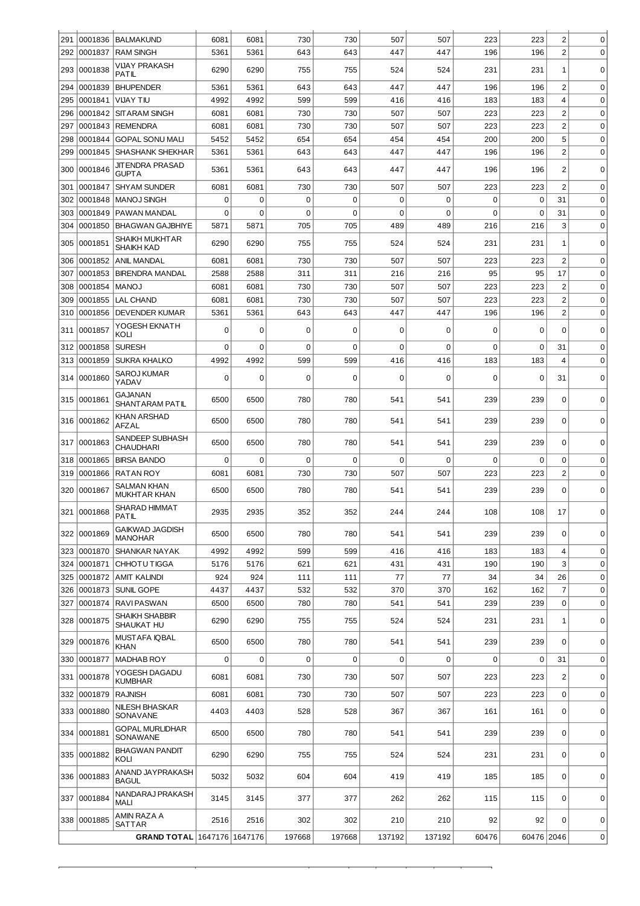| | | | | | | | | | | | | |
|---|---|---|---|---|---|---|---|---|---|---|---|---|
| 291 | 0001836 | BALMAKUND | 6081 | 6081 | 730 | 730 | 507 | 507 | 223 | 223 | 2 | 0 |
| 292 | 0001837 | RAM SINGH | 5361 | 5361 | 643 | 643 | 447 | 447 | 196 | 196 | 2 | 0 |
| 293 | 0001838 | VIJAY PRAKASH PATIL | 6290 | 6290 | 755 | 755 | 524 | 524 | 231 | 231 | 1 | 0 |
| 294 | 0001839 | BHUPENDER | 5361 | 5361 | 643 | 643 | 447 | 447 | 196 | 196 | 2 | 0 |
| 295 | 0001841 | VIJAY TIU | 4992 | 4992 | 599 | 599 | 416 | 416 | 183 | 183 | 4 | 0 |
| 296 | 0001842 | SITARAM SINGH | 6081 | 6081 | 730 | 730 | 507 | 507 | 223 | 223 | 2 | 0 |
| 297 | 0001843 | REMENDRA | 6081 | 6081 | 730 | 730 | 507 | 507 | 223 | 223 | 2 | 0 |
| 298 | 0001844 | GOPAL SONU MALI | 5452 | 5452 | 654 | 654 | 454 | 454 | 200 | 200 | 5 | 0 |
| 299 | 0001845 | SHASHANK SHEKHAR | 5361 | 5361 | 643 | 643 | 447 | 447 | 196 | 196 | 2 | 0 |
| 300 | 0001846 | JITENDRA PRASAD GUPTA | 5361 | 5361 | 643 | 643 | 447 | 447 | 196 | 196 | 2 | 0 |
| 301 | 0001847 | SHYAM SUNDER | 6081 | 6081 | 730 | 730 | 507 | 507 | 223 | 223 | 2 | 0 |
| 302 | 0001848 | MANOJ SINGH | 0 | 0 | 0 | 0 | 0 | 0 | 0 | 0 | 31 | 0 |
| 303 | 0001849 | PAWAN MANDAL | 0 | 0 | 0 | 0 | 0 | 0 | 0 | 0 | 31 | 0 |
| 304 | 0001850 | BHAGWAN GAJBHIYE | 5871 | 5871 | 705 | 705 | 489 | 489 | 216 | 216 | 3 | 0 |
| 305 | 0001851 | SHAIKH MUKHTAR SHAIKH KAD | 6290 | 6290 | 755 | 755 | 524 | 524 | 231 | 231 | 1 | 0 |
| 306 | 0001852 | ANIL MANDAL | 6081 | 6081 | 730 | 730 | 507 | 507 | 223 | 223 | 2 | 0 |
| 307 | 0001853 | BIRENDRA MANDAL | 2588 | 2588 | 311 | 311 | 216 | 216 | 95 | 95 | 17 | 0 |
| 308 | 0001854 | MANOJ | 6081 | 6081 | 730 | 730 | 507 | 507 | 223 | 223 | 2 | 0 |
| 309 | 0001855 | LAL CHAND | 6081 | 6081 | 730 | 730 | 507 | 507 | 223 | 223 | 2 | 0 |
| 310 | 0001856 | DEVENDER KUMAR | 5361 | 5361 | 643 | 643 | 447 | 447 | 196 | 196 | 2 | 0 |
| 311 | 0001857 | YOGESH EKNATH KOLI | 0 | 0 | 0 | 0 | 0 | 0 | 0 | 0 | 0 | 0 |
| 312 | 0001858 | SURESH | 0 | 0 | 0 | 0 | 0 | 0 | 0 | 0 | 31 | 0 |
| 313 | 0001859 | SUKRA KHALKO | 4992 | 4992 | 599 | 599 | 416 | 416 | 183 | 183 | 4 | 0 |
| 314 | 0001860 | SAROJ KUMAR YADAV | 0 | 0 | 0 | 0 | 0 | 0 | 0 | 0 | 31 | 0 |
| 315 | 0001861 | GAJANAN SHANTARAM PATIL | 6500 | 6500 | 780 | 780 | 541 | 541 | 239 | 239 | 0 | 0 |
| 316 | 0001862 | KHAN ARSHAD AFZAL | 6500 | 6500 | 780 | 780 | 541 | 541 | 239 | 239 | 0 | 0 |
| 317 | 0001863 | SANDEEP SUBHASH CHAUDHARI | 6500 | 6500 | 780 | 780 | 541 | 541 | 239 | 239 | 0 | 0 |
| 318 | 0001865 | BIRSA BANDO | 0 | 0 | 0 | 0 | 0 | 0 | 0 | 0 | 0 | 0 |
| 319 | 0001866 | RATAN ROY | 6081 | 6081 | 730 | 730 | 507 | 507 | 223 | 223 | 2 | 0 |
| 320 | 0001867 | SALMAN KHAN MUKHTAR KHAN | 6500 | 6500 | 780 | 780 | 541 | 541 | 239 | 239 | 0 | 0 |
| 321 | 0001868 | SHARAD HIMMAT PATIL | 2935 | 2935 | 352 | 352 | 244 | 244 | 108 | 108 | 17 | 0 |
| 322 | 0001869 | GAIKWAD JAGDISH MANOHAR | 6500 | 6500 | 780 | 780 | 541 | 541 | 239 | 239 | 0 | 0 |
| 323 | 0001870 | SHANKAR NAYAK | 4992 | 4992 | 599 | 599 | 416 | 416 | 183 | 183 | 4 | 0 |
| 324 | 0001871 | CHHOTU TIGGA | 5176 | 5176 | 621 | 621 | 431 | 431 | 190 | 190 | 3 | 0 |
| 325 | 0001872 | AMIT KALINDI | 924 | 924 | 111 | 111 | 77 | 77 | 34 | 34 | 26 | 0 |
| 326 | 0001873 | SUNIL GOPE | 4437 | 4437 | 532 | 532 | 370 | 370 | 162 | 162 | 7 | 0 |
| 327 | 0001874 | RAVI PASWAN | 6500 | 6500 | 780 | 780 | 541 | 541 | 239 | 239 | 0 | 0 |
| 328 | 0001875 | SHAIKH SHABBIR SHAUKAT HU | 6290 | 6290 | 755 | 755 | 524 | 524 | 231 | 231 | 1 | 0 |
| 329 | 0001876 | MUSTAFA IQBAL KHAN | 6500 | 6500 | 780 | 780 | 541 | 541 | 239 | 239 | 0 | 0 |
| 330 | 0001877 | MADHAB ROY | 0 | 0 | 0 | 0 | 0 | 0 | 0 | 0 | 31 | 0 |
| 331 | 0001878 | YOGESH DAGADU KUMBHAR | 6081 | 6081 | 730 | 730 | 507 | 507 | 223 | 223 | 2 | 0 |
| 332 | 0001879 | RAJNISH | 6081 | 6081 | 730 | 730 | 507 | 507 | 223 | 223 | 0 | 0 |
| 333 | 0001880 | NILESH BHASKAR SONAVANE | 4403 | 4403 | 528 | 528 | 367 | 367 | 161 | 161 | 0 | 0 |
| 334 | 0001881 | GOPAL MURLIDHAR SONAWANE | 6500 | 6500 | 780 | 780 | 541 | 541 | 239 | 239 | 0 | 0 |
| 335 | 0001882 | BHAGWAN PANDIT KOLI | 6290 | 6290 | 755 | 755 | 524 | 524 | 231 | 231 | 0 | 0 |
| 336 | 0001883 | ANAND JAYPRAKASH BAGUL | 5032 | 5032 | 604 | 604 | 419 | 419 | 185 | 185 | 0 | 0 |
| 337 | 0001884 | NANDARAJ PRAKASH MALI | 3145 | 3145 | 377 | 377 | 262 | 262 | 115 | 115 | 0 | 0 |
| 338 | 0001885 | AMIN RAZA A SATTAR | 2516 | 2516 | 302 | 302 | 210 | 210 | 92 | 92 | 0 | 0 |
| | | **GRAND TOTAL** | 1647176 | 1647176 | 197668 | 197668 | 137192 | 137192 | 60476 | 60476 | 2046 | 0 |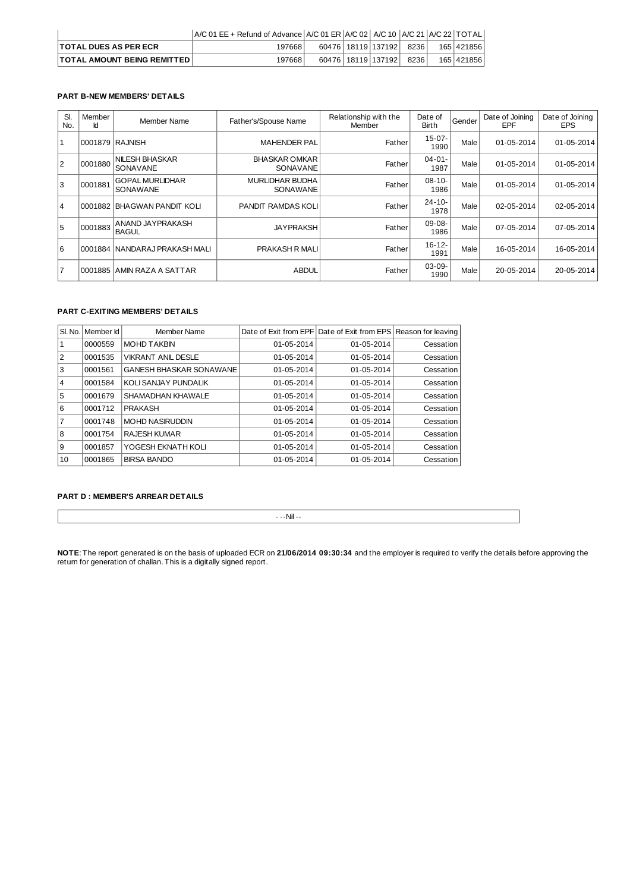| | A/C 01 EE + Refund of Advance | A/C 01 ER | A/C 02 | A/C 10 | A/C 21 | A/C 22 | TOTAL |
|---|---|---|---|---|---|---|---|
| **TOTAL DUES AS PER ECR** | 197668 | 60476 | 18119 | 137192 | 8236 | 165 | 421856 |
| **TOTAL AMOUNT BEING REMITTED** | 197668 | 60476 | 18119 | 137192 | 8236 | 165 | 421856 |

**PART B-NEW MEMBERS' DETAILS**

| Sl. No. | Member Id | Member Name | Father's/Spouse Name | Relationship with the Member | Date of Birth | Gender | Date of Joining EPF | Date of Joining EPS |
|---|---|---|---|---|---|---|---|---|
| 1 | 0001879 | RAJNISH | MAHENDER PAL | Father | 15-07-1990 | Male | 01-05-2014 | 01-05-2014 |
| 2 | 0001880 | NILESH BHASKAR SONAVANE | BHASKAR OMKAR SONAVANE | Father | 04-01-1987 | Male | 01-05-2014 | 01-05-2014 |
| 3 | 0001881 | GOPAL MURLIDHAR SONAWANE | MURLIDHAR BUDHA SONAWANE | Father | 08-10-1986 | Male | 01-05-2014 | 01-05-2014 |
| 4 | 0001882 | BHAGWAN PANDIT KOLI | PANDIT RAMDAS KOLI | Father | 24-10-1978 | Male | 02-05-2014 | 02-05-2014 |
| 5 | 0001883 | ANAND JAYPRAKASH BAGUL | JAYPRAKSH | Father | 09-08-1986 | Male | 07-05-2014 | 07-05-2014 |
| 6 | 0001884 | NANDARAJ PRAKASH MALI | PRAKASH R MALI | Father | 16-12-1991 | Male | 16-05-2014 | 16-05-2014 |
| 7 | 0001885 | AMIN RAZA A SATTAR | ABDUL | Father | 03-09-1990 | Male | 20-05-2014 | 20-05-2014 |

**PART C-EXITING MEMBERS' DETAILS**

| Sl. No. | Member Id | Member Name | Date of Exit from EPF | Date of Exit from EPS | Reason for leaving |
|---|---|---|---|---|---|
| 1 | 0000559 | MOHD TAKBIN | 01-05-2014 | 01-05-2014 | Cessation |
| 2 | 0001535 | VIKRANT ANIL DESLE | 01-05-2014 | 01-05-2014 | Cessation |
| 3 | 0001561 | GANESH BHASKAR SONAWANE | 01-05-2014 | 01-05-2014 | Cessation |
| 4 | 0001584 | KOLI SANJAY PUNDALIK | 01-05-2014 | 01-05-2014 | Cessation |
| 5 | 0001679 | SHAMADHAN KHAWALE | 01-05-2014 | 01-05-2014 | Cessation |
| 6 | 0001712 | PRAKASH | 01-05-2014 | 01-05-2014 | Cessation |
| 7 | 0001748 | MOHD NASIRUDDIN | 01-05-2014 | 01-05-2014 | Cessation |
| 8 | 0001754 | RAJESH KUMAR | 01-05-2014 | 01-05-2014 | Cessation |
| 9 | 0001857 | YOGESH EKNATH KOLI | 01-05-2014 | 01-05-2014 | Cessation |
| 10 | 0001865 | BIRSA BANDO | 01-05-2014 | 01-05-2014 | Cessation |

**PART D : MEMBER'S ARREAR DETAILS**

---Nil--

**NOTE**: The report generated is on the basis of uploaded ECR on **21/06/2014 09:30:34** and the employer is required to verify the details before approving the return for generation of challan. This is a digitally signed report.